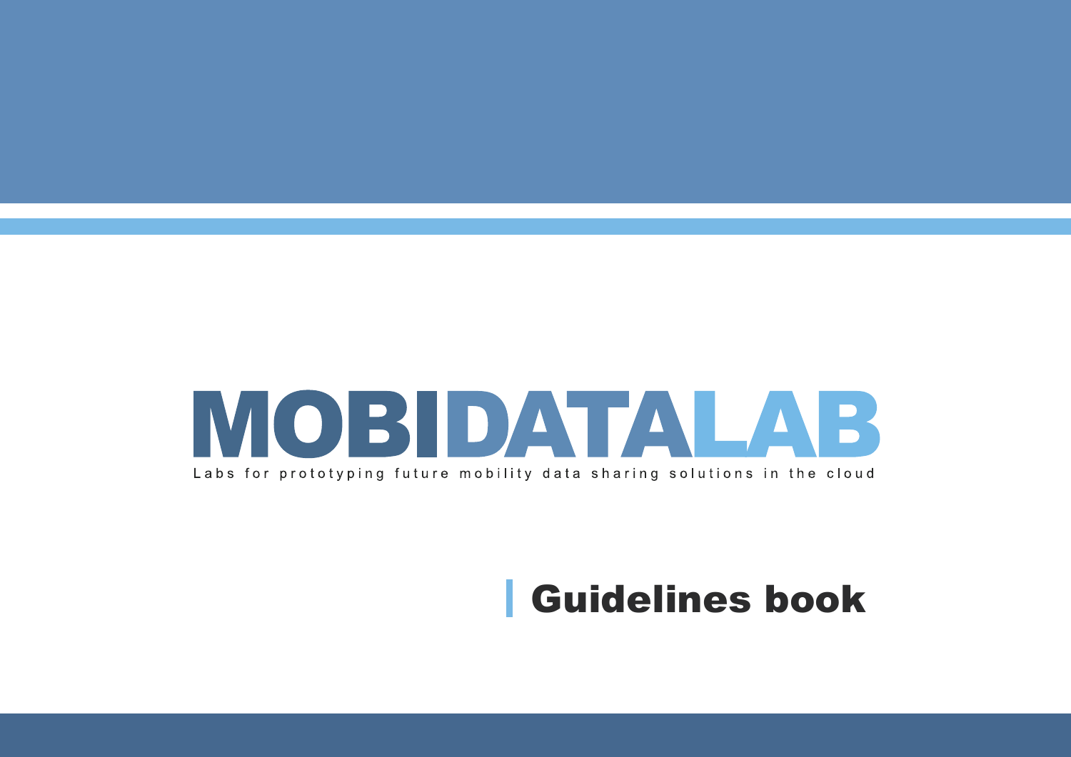# MOBIDATALAB

Labs for prototyping future mobility data sharing solutions in the cloud

## Guidelines book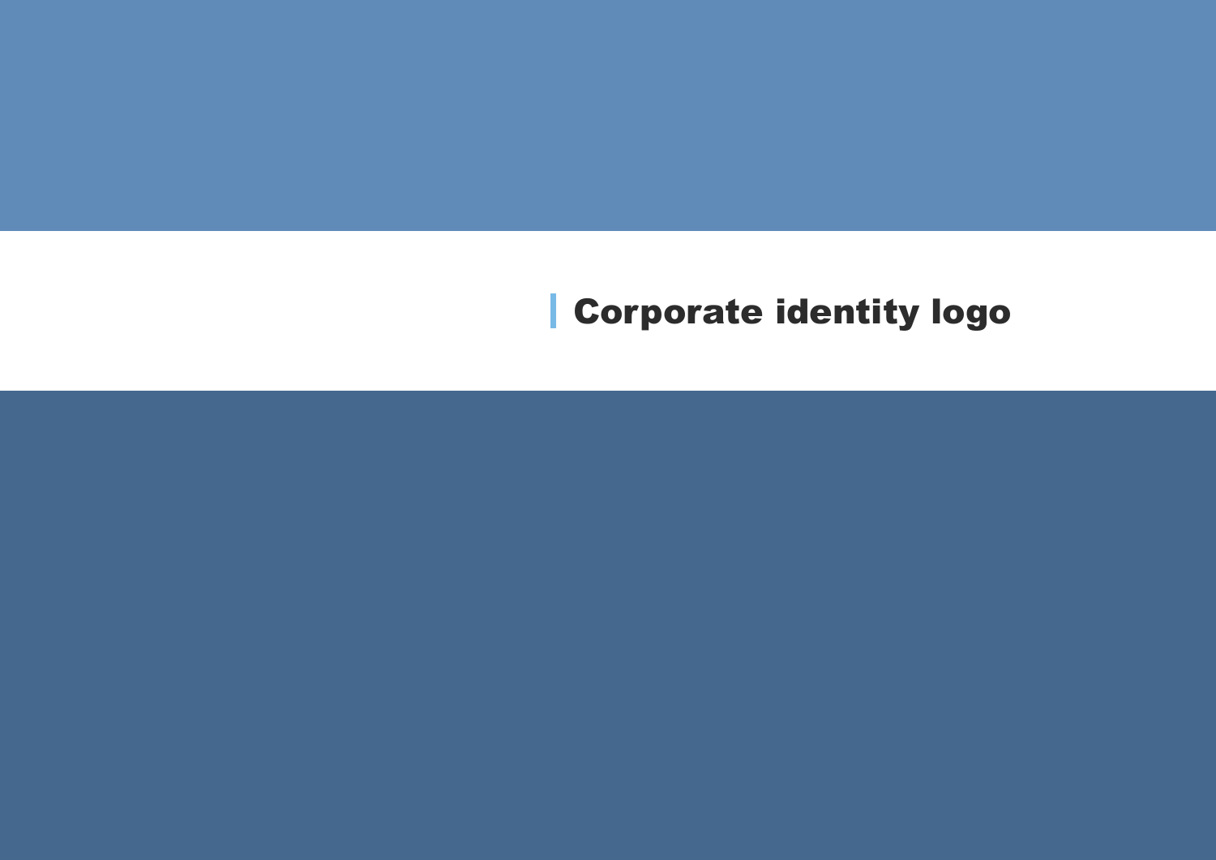# Corporate identity logo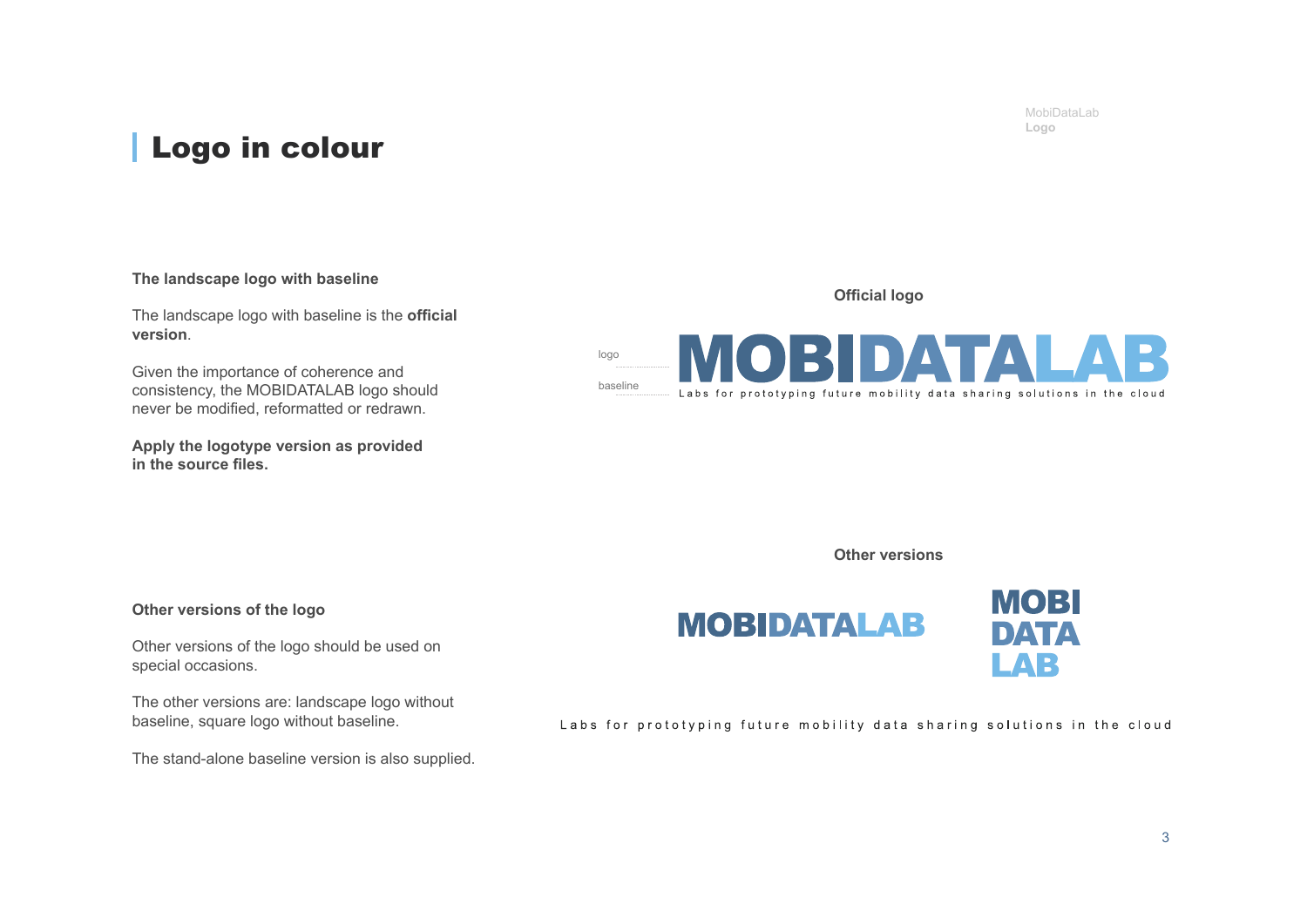# Logo in colour

### The landscape logo with baseline

The landscape logo with baseline is the **official version**.

Given the importance of coherence and consistency, the MOBIDATALAB logo should never be modified, reformatted or redrawn.

**Apply the logotype version as provided in the source files.**

**Official logo**

logo

baseline

MOBIDATALAB

Labs for prototyping future mobility data sharing solutions in the cloud

### Other versions of the logo

Other versions of the logo should be used on special occasions.

The other versions are: landscape logo without baseline, square logo without baseline.

The stand-alone baseline version is also supplied.

**Other versions**

MOBIDATALAB

MOBI
DATA
LAB

Labs for prototyping future mobility data sharing solutions in the cloud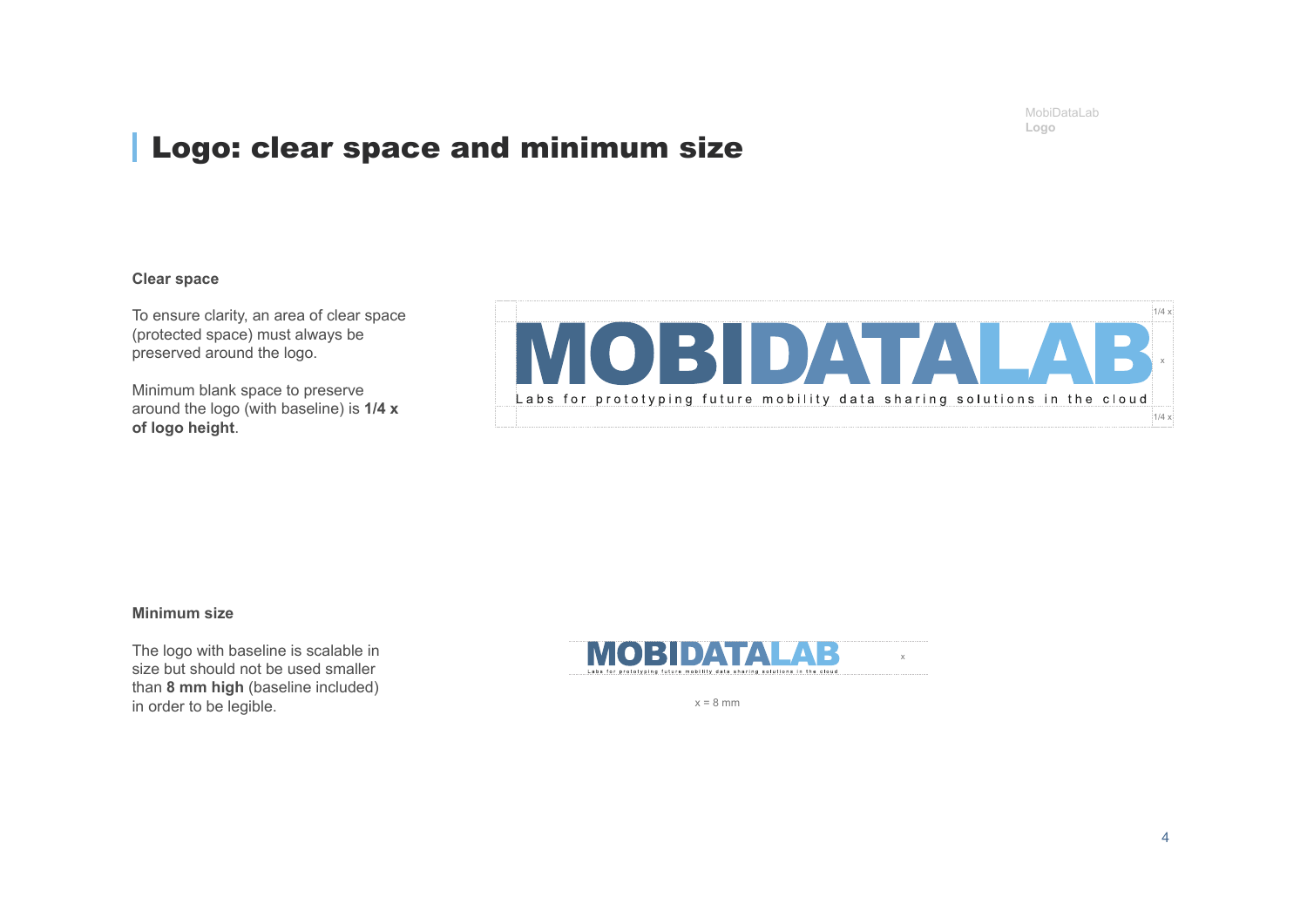# Logo: clear space and minimum size

**Clear space**

To ensure clarity, an area of clear space (protected space) must always be preserved around the logo.

Minimum blank space to preserve around the logo (with baseline) is **1/4 x of logo height**.

MOBIDATALAB

Labs for prototyping future mobility data sharing solutions in the cloud

1/4 x

x

1/4 x

**Minimum size**

The logo with baseline is scalable in size but should not be used smaller than **8 mm high** (baseline included) in order to be legible.

MOBIDATALAB

Labs for prototyping future mobility data sharing solutions in the cloud

x

x = 8 mm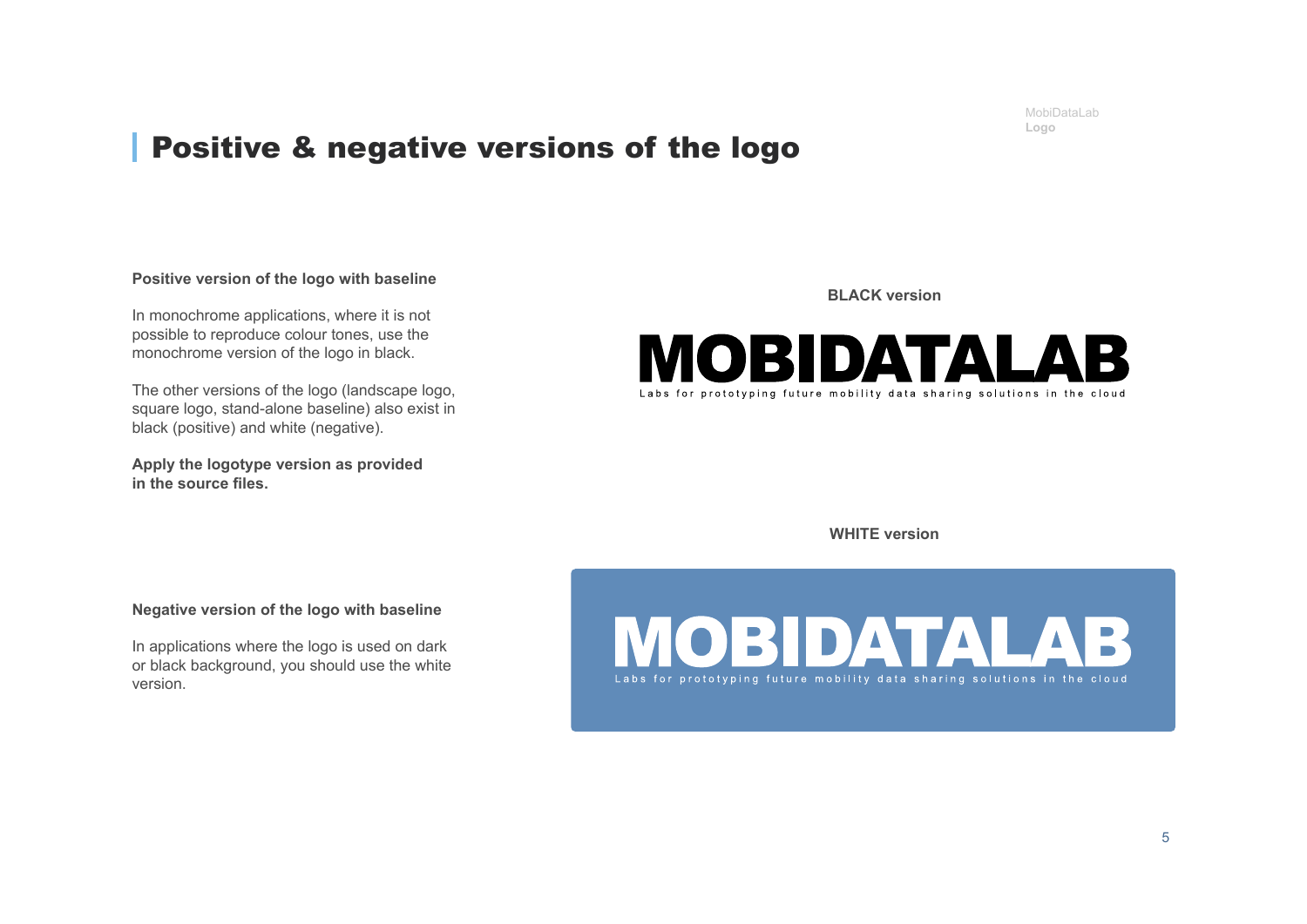# Positive & negative versions of the logo

**Positive version of the logo with baseline**

In monochrome applications, where it is not possible to reproduce colour tones, use the monochrome version of the logo in black.

The other versions of the logo (landscape logo, square logo, stand-alone baseline) also exist in black (positive) and white (negative).

**Apply the logotype version as provided in the source files.**

**BLACK version**

MOBIDATALAB

Labs for prototyping future mobility data sharing solutions in the cloud

**WHITE version**

**Negative version of the logo with baseline**

In applications where the logo is used on dark or black background, you should use the white version.

MOBIDATALAB

Labs for prototyping future mobility data sharing solutions in the cloud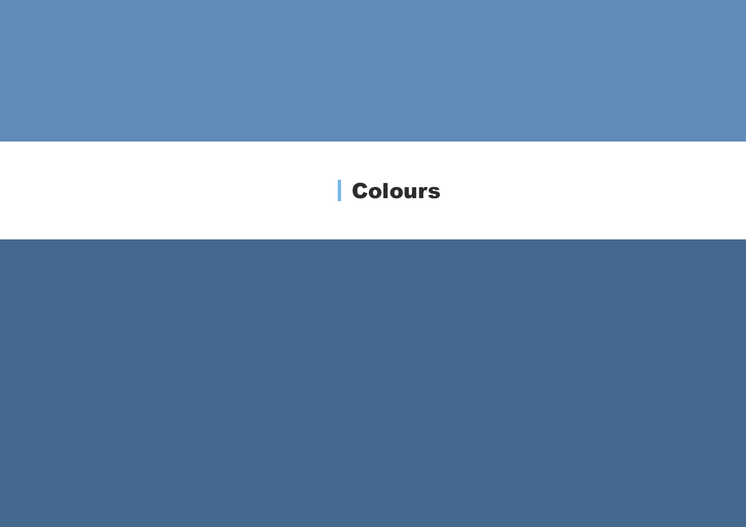# Colours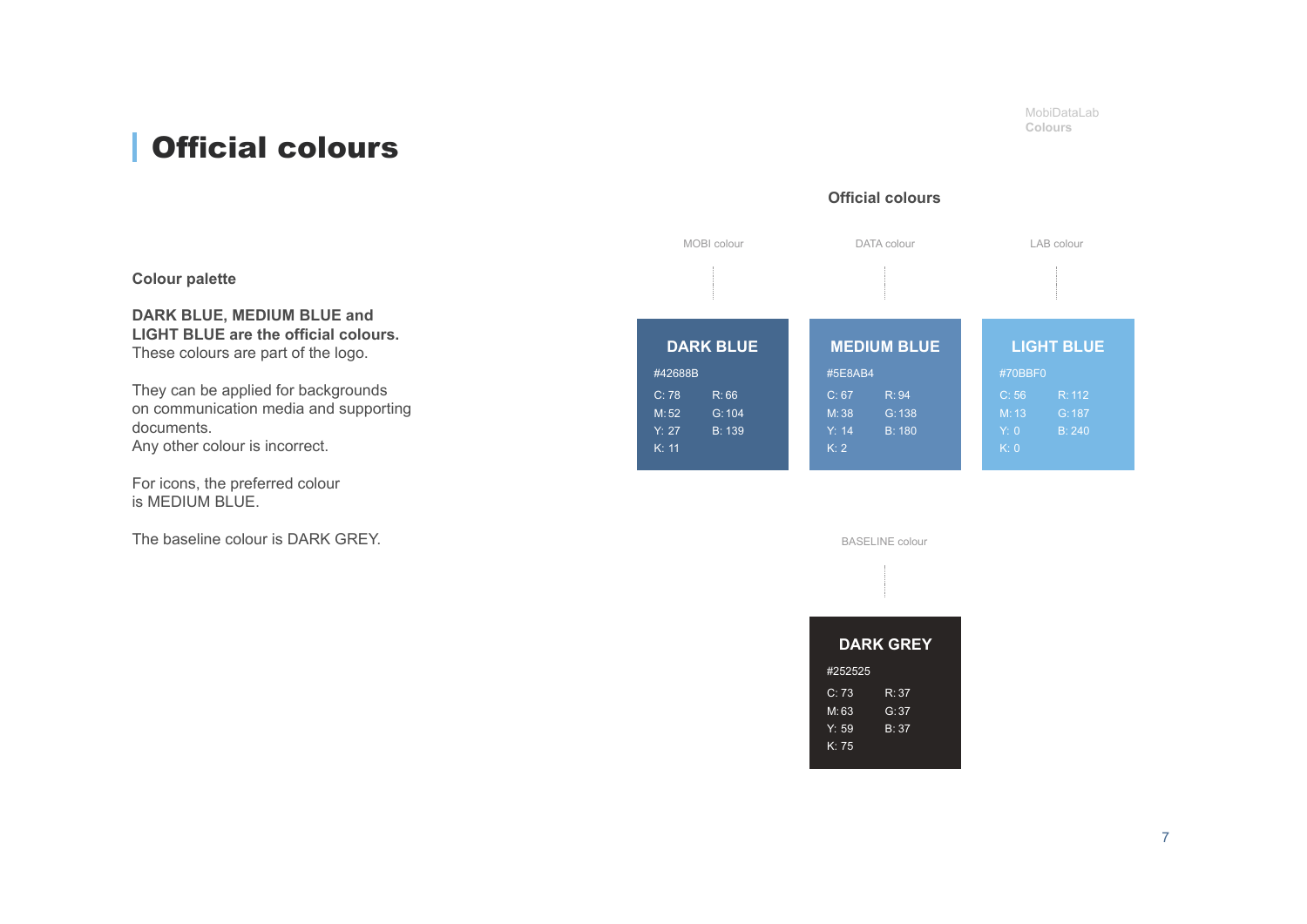# Official colours

**Colour palette**

**DARK BLUE, MEDIUM BLUE and LIGHT BLUE are the official colours.**
These colours are part of the logo.

They can be applied for backgrounds on communication media and supporting documents.
Any other colour is incorrect.

For icons, the preferred colour is MEDIUM BLUE.

The baseline colour is DARK GREY.

**Official colours**

| | MOBI colour | DATA colour | LAB colour |
|---|---|---|---|
| Name | **DARK BLUE** | **MEDIUM BLUE** | **LIGHT BLUE** |
| Hex | #42688B | #5E8AB4 | #70BBF0 |
| C | 78 | 67 | 56 |
| M | 52 | 38 | 13 |
| Y | 27 | 14 | 0 |
| K | 11 | 2 | 0 |
| R | 66 | 94 | 112 |
| G | 104 | 138 | 187 |
| B | 139 | 180 | 240 |

BASELINE colour

| | **DARK GREY** |
|---|---|
| Hex | #252525 |
| C | 73 |
| M | 63 |
| Y | 59 |
| K | 75 |
| R | 37 |
| G | 37 |
| B | 37 |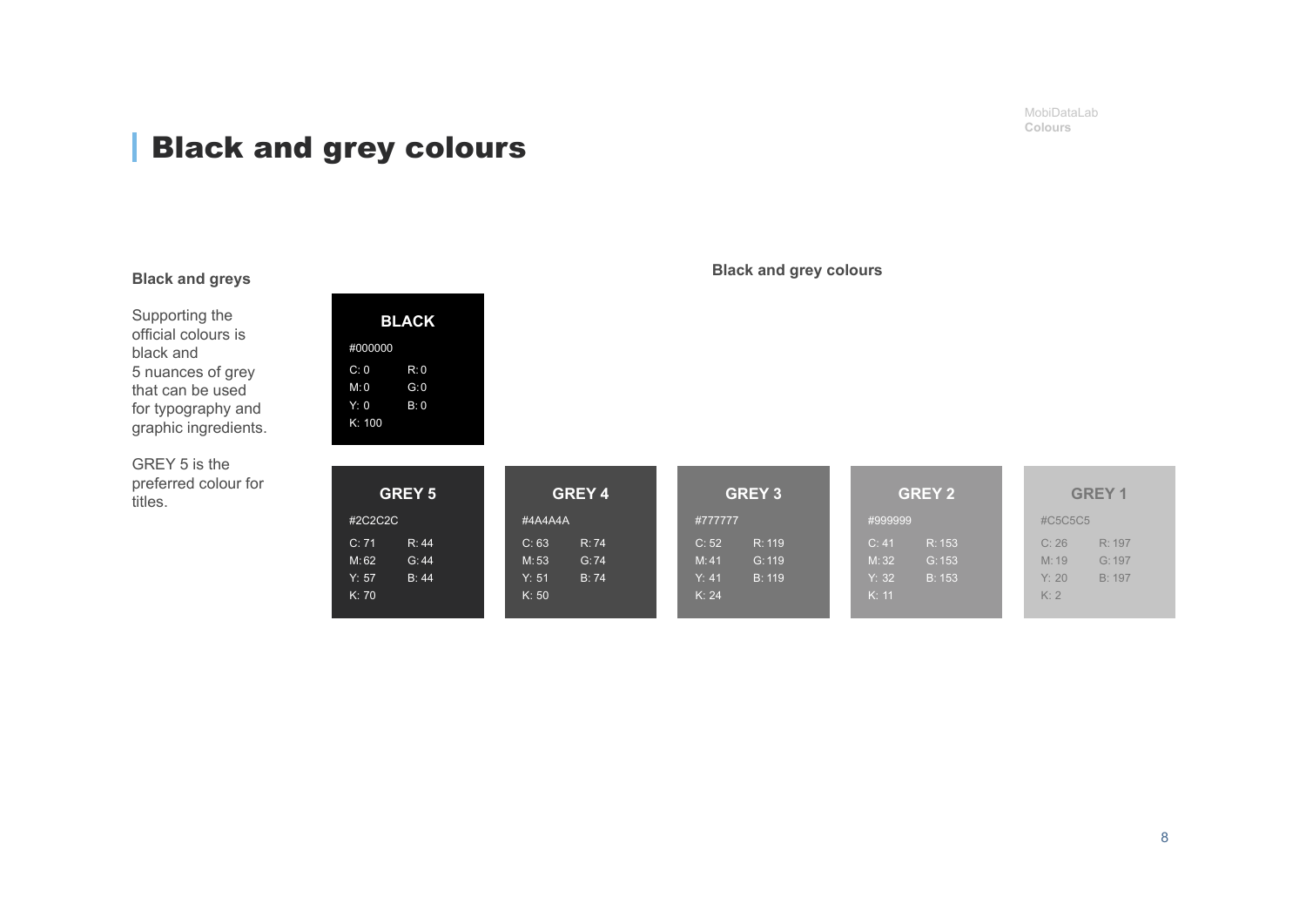# Black and grey colours

### Black and greys

Supporting the official colours is black and 5 nuances of grey that can be used for typography and graphic ingredients.

GREY 5 is the preferred colour for titles.

### Black and grey colours

**BLACK**

#000000

C: 0 R: 0
M: 0 G: 0
Y: 0 B: 0
K: 100

| | GREY 5 | GREY 4 | GREY 3 | GREY 2 | GREY 1 |
|---|---|---|---|---|---|
| HEX | #2C2C2C | #4A4A4A | #777777 | #999999 | #C5C5C5 |
| C | 71 | 63 | 52 | 41 | 26 |
| M | 62 | 53 | 41 | 32 | 19 |
| Y | 57 | 51 | 41 | 32 | 20 |
| K | 70 | 50 | 24 | 11 | 2 |
| R | 44 | 74 | 119 | 153 | 197 |
| G | 44 | 74 | 119 | 153 | 197 |
| B | 44 | 74 | 119 | 153 | 197 |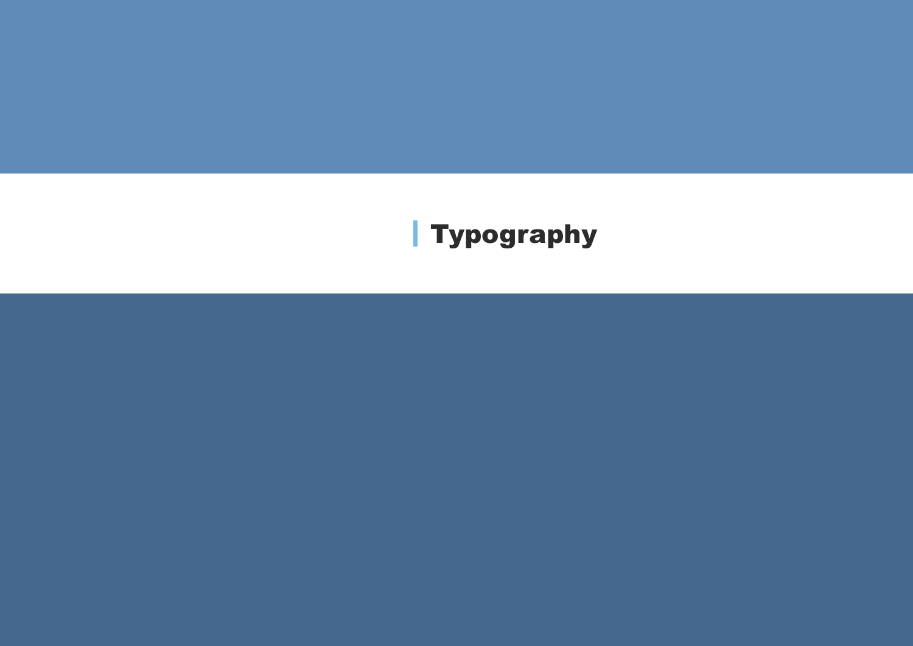# Typography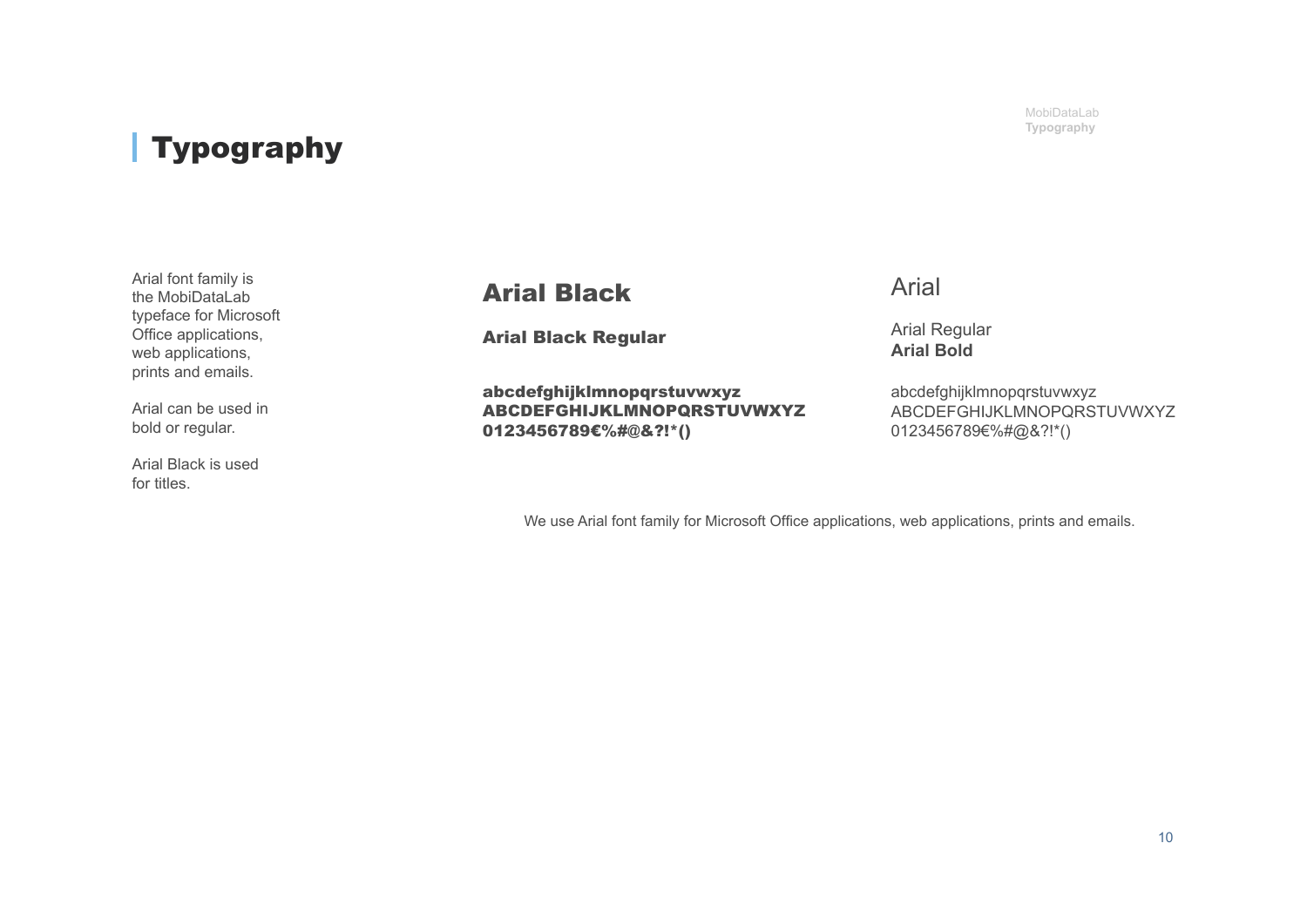# Typography

Arial font family is the MobiDataLab typeface for Microsoft Office applications, web applications, prints and emails.

Arial can be used in bold or regular.

Arial Black is used for titles.

## Arial Black

**Arial Black Regular**

**abcdefghijklmnopqrstuvwxyz**
**ABCDEFGHIJKLMNOPQRSTUVWXYZ**
**0123456789€%#@&?!*()**

## Arial

Arial Regular
**Arial Bold**

abcdefghijklmnopqrstuvwxyz
ABCDEFGHIJKLMNOPQRSTUVWXYZ
0123456789€%#@&?!*()

We use Arial font family for Microsoft Office applications, web applications, prints and emails.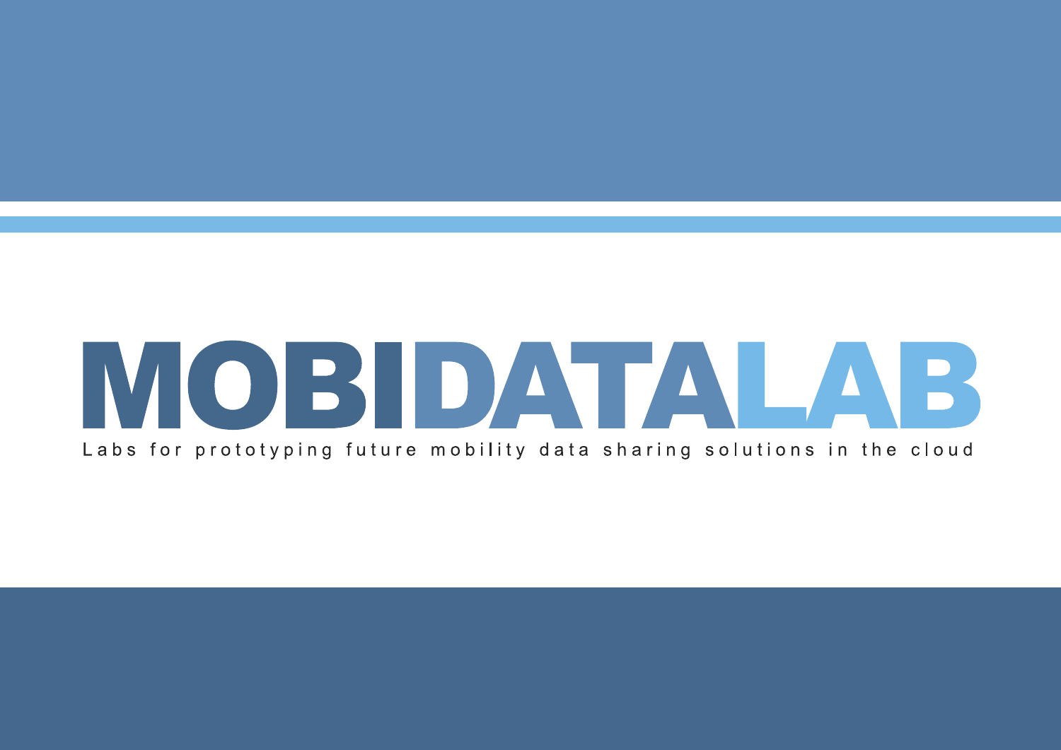# MOBIDATALAB

Labs for prototyping future mobility data sharing solutions in the cloud